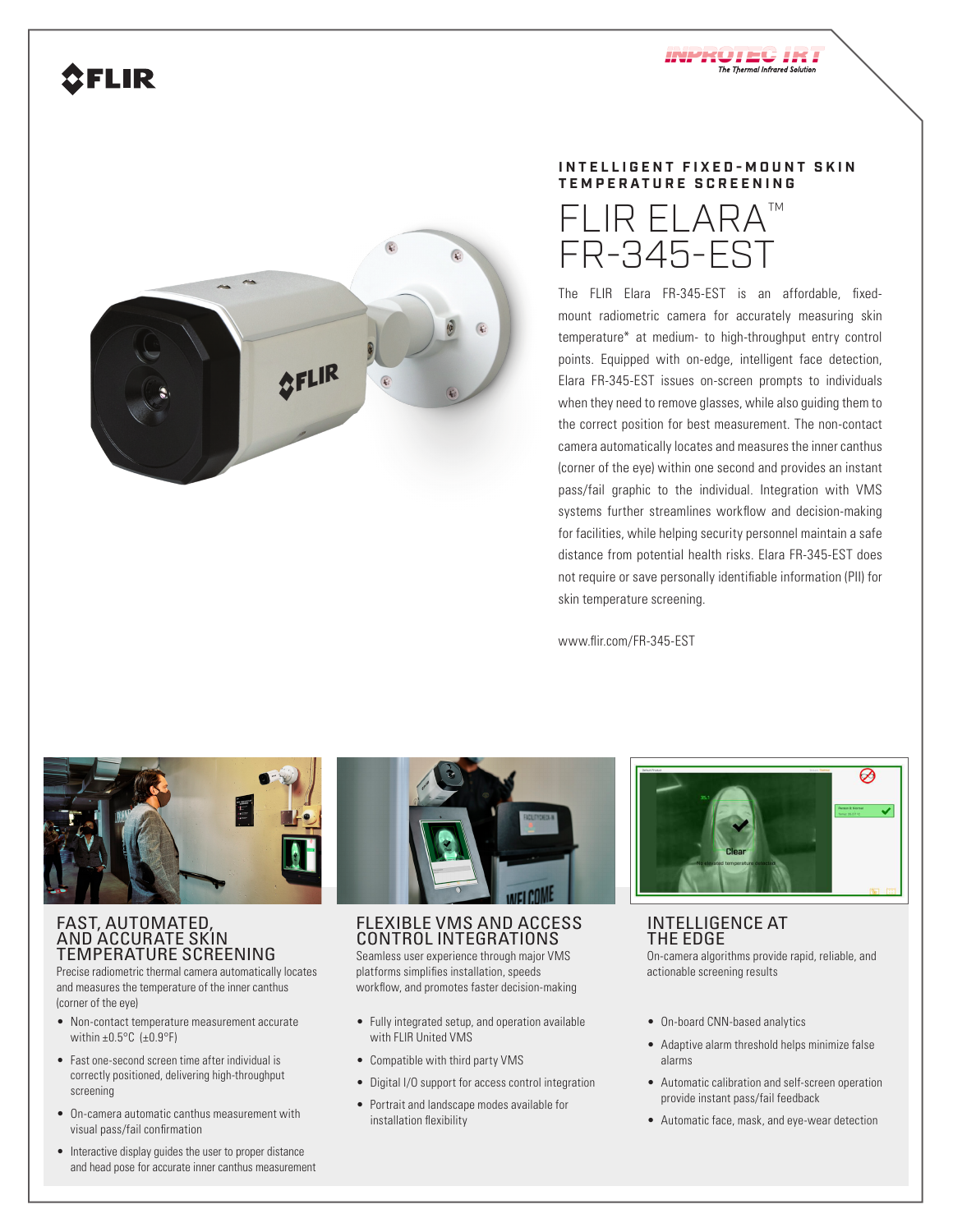INTELLIGENT FIXED-MOUNT SKIN TEMPERATURE SCREENING

# FLIR ELARA™ FR-345-EST

The FLIR Elara FR-345-EST is an affordable, fixed-mount radiometric camera for accurately measuring skin temperature* at medium- to high-throughput entry control points. Equipped with on-edge, intelligent face detection, Elara FR-345-EST issues on-screen prompts to individuals when they need to remove glasses, while also guiding them to the correct position for best measurement. The non-contact camera automatically locates and measures the inner canthus (corner of the eye) within one second and provides an instant pass/fail graphic to the individual. Integration with VMS systems further streamlines workflow and decision-making for facilities, while helping security personnel maintain a safe distance from potential health risks. Elara FR-345-EST does not require or save personally identifiable information (PII) for skin temperature screening.

www.flir.com/FR-345-EST

## FAST, AUTOMATED, AND ACCURATE SKIN TEMPERATURE SCREENING

Precise radiometric thermal camera automatically locates and measures the temperature of the inner canthus (corner of the eye)

- Non-contact temperature measurement accurate within ±0.5°C (±0.9°F)
- Fast one-second screen time after individual is correctly positioned, delivering high-throughput screening
- On-camera automatic canthus measurement with visual pass/fail confirmation
- Interactive display guides the user to proper distance and head pose for accurate inner canthus measurement

## FLEXIBLE VMS AND ACCESS CONTROL INTEGRATIONS

Seamless user experience through major VMS platforms simplifies installation, speeds workflow, and promotes faster decision-making

- Fully integrated setup, and operation available with FLIR United VMS
- Compatible with third party VMS
- Digital I/O support for access control integration
- Portrait and landscape modes available for installation flexibility

## INTELLIGENCE AT THE EDGE

On-camera algorithms provide rapid, reliable, and actionable screening results

- On-board CNN-based analytics
- Adaptive alarm threshold helps minimize false alarms
- Automatic calibration and self-screen operation provide instant pass/fail feedback
- Automatic face, mask, and eye-wear detection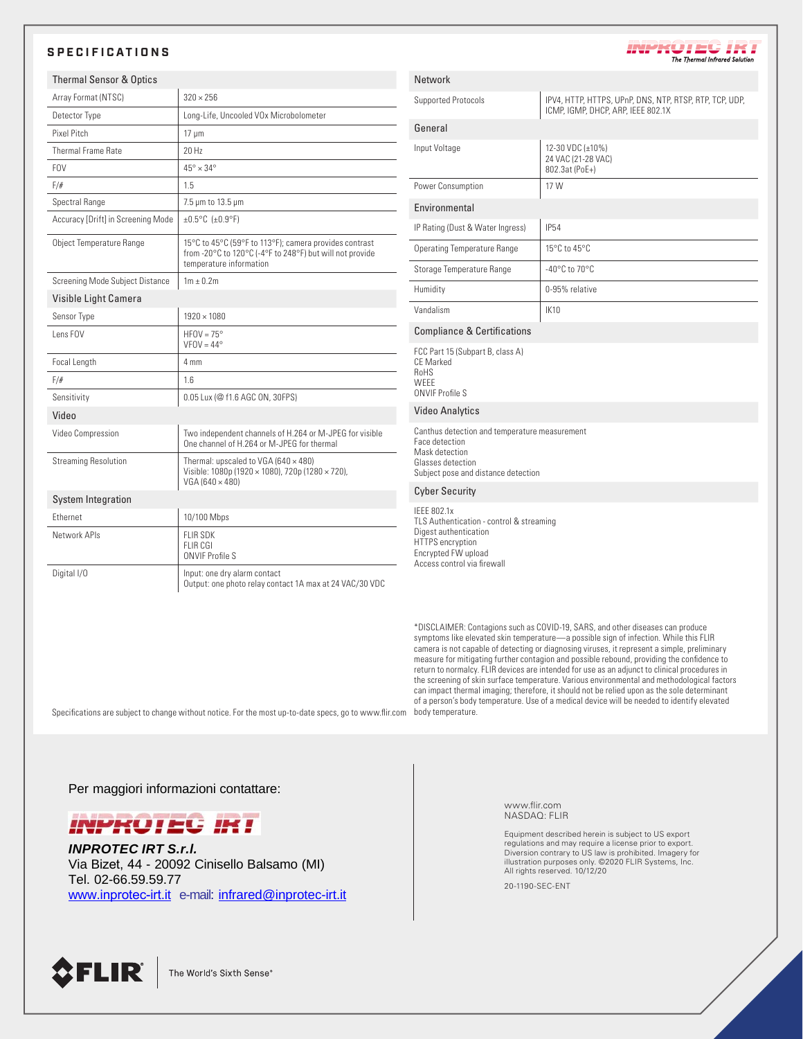## SPECIFICATIONS

INPROTEC IRT
The Thermal Infrared Solution

| Thermal Sensor & Optics | |
|---|---|
| Array Format (NTSC) | 320 × 256 |
| Detector Type | Long-Life, Uncooled VOx Microbolometer |
| Pixel Pitch | 17 µm |
| Thermal Frame Rate | 20 Hz |
| FOV | 45° × 34° |
| F/# | 1.5 |
| Spectral Range | 7.5 µm to 13.5 µm |
| Accuracy [Drift] in Screening Mode | ±0.5°C (±0.9°F) |
| Object Temperature Range | 15°C to 45°C (59°F to 113°F); camera provides contrast from -20°C to 120°C (-4°F to 248°F) but will not provide temperature information |
| Screening Mode Subject Distance | 1m ± 0.2m |
| **Visible Light Camera** | |
| Sensor Type | 1920 × 1080 |
| Lens FOV | HFOV = 75°<br>VFOV = 44° |
| Focal Length | 4 mm |
| F/# | 1.6 |
| Sensitivity | 0.05 Lux (@ f1.6 AGC ON, 30FPS) |
| **Video** | |
| Video Compression | Two independent channels of H.264 or M-JPEG for visible<br>One channel of H.264 or M-JPEG for thermal |
| Streaming Resolution | Thermal: upscaled to VGA (640 × 480)<br>Visible: 1080p (1920 × 1080), 720p (1280 × 720), VGA (640 × 480) |
| **System Integration** | |
| Ethernet | 10/100 Mbps |
| Network APIs | FLIR SDK<br>FLIR CGI<br>ONVIF Profile S |
| Digital I/O | Input: one dry alarm contact<br>Output: one photo relay contact 1A max at 24 VAC/30 VDC |

| Network | |
|---|---|
| Supported Protocols | IPV4, HTTP, HTTPS, UPnP, DNS, NTP, RTSP, RTP, TCP, UDP, ICMP, IGMP, DHCP, ARP, IEEE 802.1X |
| **General** | |
| Input Voltage | 12-30 VDC (±10%)<br>24 VAC (21-28 VAC)<br>802.3at (PoE+) |
| Power Consumption | 17 W |
| **Environmental** | |
| IP Rating (Dust & Water Ingress) | IP54 |
| Operating Temperature Range | 15°C to 45°C |
| Storage Temperature Range | -40°C to 70°C |
| Humidity | 0-95% relative |
| Vandalism | IK10 |

### Compliance & Certifications

FCC Part 15 (Subpart B, class A)
CE Marked
RoHS
WEEE
ONVIF Profile S

### Video Analytics

Canthus detection and temperature measurement
Face detection
Mask detection
Glasses detection
Subject pose and distance detection

### Cyber Security

IEEE 802.1x
TLS Authentication - control & streaming
Digest authentication
HTTPS encryption
Encrypted FW upload
Access control via firewall

*DISCLAIMER: Contagions such as COVID-19, SARS, and other diseases can produce symptoms like elevated skin temperature—a possible sign of infection. While this FLIR camera is not capable of detecting or diagnosing viruses, it represent a simple, preliminary measure for mitigating further contagion and possible rebound, providing the confidence to return to normalcy. FLIR devices are intended for use as an adjunct to clinical procedures in the screening of skin surface temperature. Various environmental and methodological factors can impact thermal imaging; therefore, it should not be relied upon as the sole determinant of a person's body temperature. Use of a medical device will be needed to identify elevated body temperature.

Specifications are subject to change without notice. For the most up-to-date specs, go to www.flir.com

Per maggiori informazioni contattare:

INPROTEC IRT

***INPROTEC IRT S.r.l.***
Via Bizet, 44 - 20092 Cinisello Balsamo (MI)
Tel. 02-66.59.59.77
www.inprotec-irt.it e-mail: infrared@inprotec-irt.it

www.flir.com
NASDAQ: FLIR

Equipment described herein is subject to US export regulations and may require a license prior to export. Diversion contrary to US law is prohibited. Imagery for illustration purposes only. ©2020 FLIR Systems, Inc. All rights reserved. 10/12/20

20-1190-SEC-ENT

FLIR® | The World's Sixth Sense®